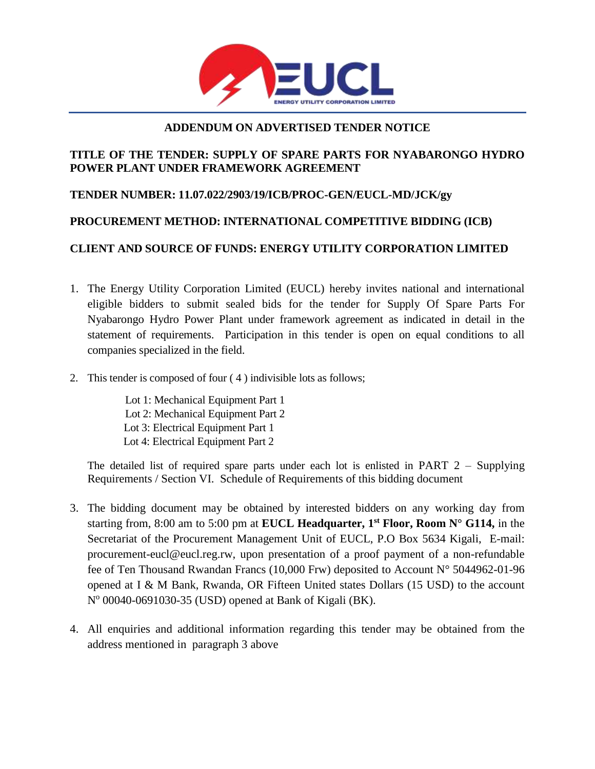## ADDENDUM ON ADVERTISED TENDER NOTICE

**TITLE OF THE TENDER: SUPPLY OF SPARE PARTS FOR NYABARONGO HYDRO POWER PLANT UNDER FRAMEWORK AGREEMENT**

**TENDER NUMBER: 11.07.022/2903/19/ICB/PROC-GEN/EUCL-MD/JCK/gy**

**PROCUREMENT METHOD: INTERNATIONAL COMPETITIVE BIDDING (ICB)**

**CLIENT AND SOURCE OF FUNDS: ENERGY UTILITY CORPORATION LIMITED**

1. The Energy Utility Corporation Limited (EUCL) hereby invites national and international eligible bidders to submit sealed bids for the tender for Supply Of Spare Parts For Nyabarongo Hydro Power Plant under framework agreement as indicated in detail in the statement of requirements. Participation in this tender is open on equal conditions to all companies specialized in the field.

2. This tender is composed of four ( 4 ) indivisible lots as follows;

   Lot 1: Mechanical Equipment Part 1
   Lot 2: Mechanical Equipment Part 2
   Lot 3: Electrical Equipment Part 1
   Lot 4: Electrical Equipment Part 2

   The detailed list of required spare parts under each lot is enlisted in PART 2 – Supplying Requirements / Section VI. Schedule of Requirements of this bidding document

3. The bidding document may be obtained by interested bidders on any working day from starting from, 8:00 am to 5:00 pm at **EUCL Headquarter, 1st Floor, Room N° G114,** in the Secretariat of the Procurement Management Unit of EUCL, P.O Box 5634 Kigali, E-mail: procurement-eucl@eucl.reg.rw, upon presentation of a proof payment of a non-refundable fee of Ten Thousand Rwandan Francs (10,000 Frw) deposited to Account N° 5044962-01-96 opened at I & M Bank, Rwanda, OR Fifteen United states Dollars (15 USD) to the account N° 00040-0691030-35 (USD) opened at Bank of Kigali (BK).

4. All enquiries and additional information regarding this tender may be obtained from the address mentioned in paragraph 3 above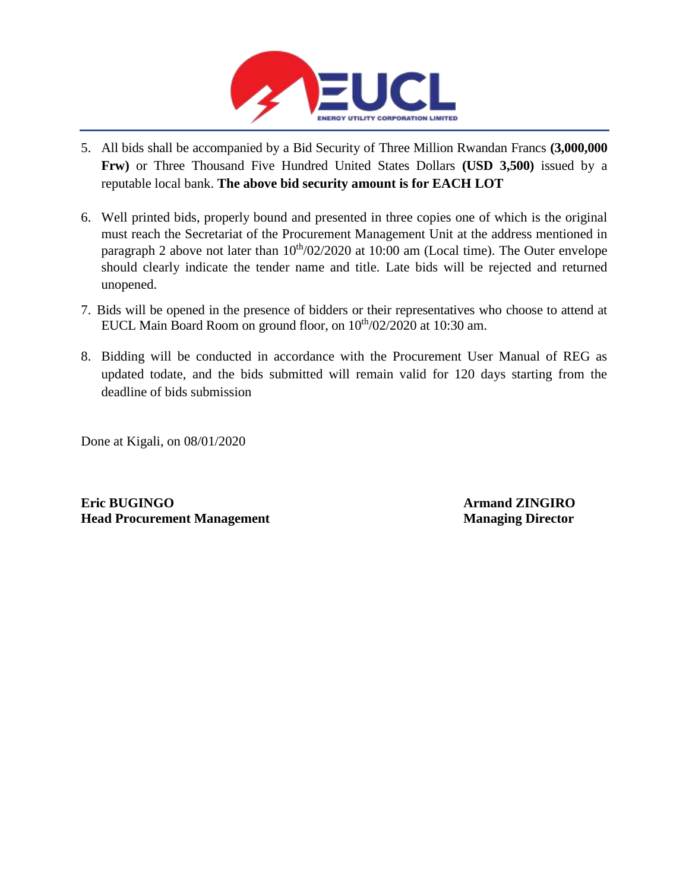5. All bids shall be accompanied by a Bid Security of Three Million Rwandan Francs **(3,000,000 Frw)** or Three Thousand Five Hundred United States Dollars **(USD 3,500)** issued by a reputable local bank. **The above bid security amount is for EACH LOT**

6. Well printed bids, properly bound and presented in three copies one of which is the original must reach the Secretariat of the Procurement Management Unit at the address mentioned in paragraph 2 above not later than 10th/02/2020 at 10:00 am (Local time). The Outer envelope should clearly indicate the tender name and title. Late bids will be rejected and returned unopened.

7. Bids will be opened in the presence of bidders or their representatives who choose to attend at EUCL Main Board Room on ground floor, on 10th/02/2020 at 10:30 am.

8. Bidding will be conducted in accordance with the Procurement User Manual of REG as updated todate, and the bids submitted will remain valid for 120 days starting from the deadline of bids submission

Done at Kigali, on 08/01/2020

**Eric BUGINGO**
**Head Procurement Management**

**Armand ZINGIRO**
**Managing Director**